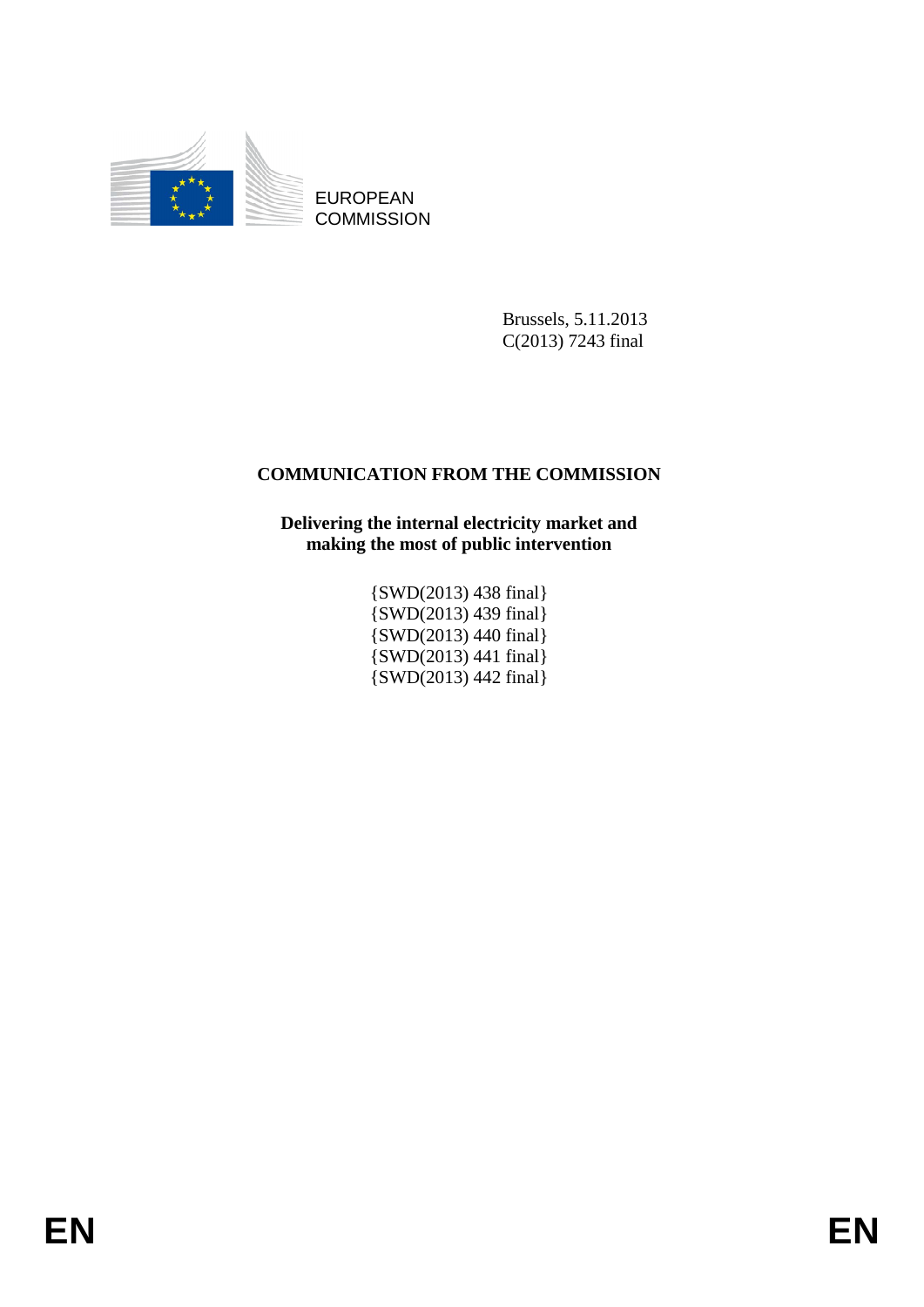EUROPEAN COMMISSION

Brussels, 5.11.2013
C(2013) 7243 final

# COMMUNICATION FROM THE COMMISSION

## Delivering the internal electricity market and making the most of public intervention

{SWD(2013) 438 final}
{SWD(2013) 439 final}
{SWD(2013) 440 final}
{SWD(2013) 441 final}
{SWD(2013) 442 final}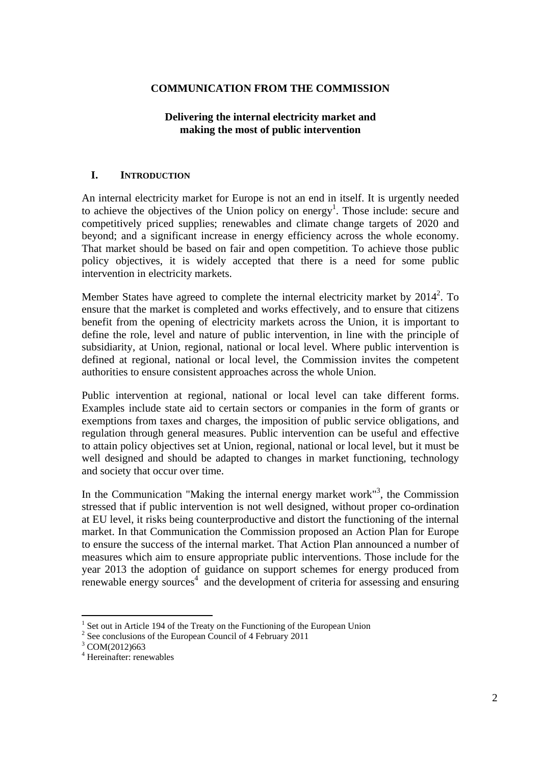**COMMUNICATION FROM THE COMMISSION**

**Delivering the internal electricity market and making the most of public intervention**

## I. INTRODUCTION

An internal electricity market for Europe is not an end in itself. It is urgently needed to achieve the objectives of the Union policy on energy[1]. Those include: secure and competitively priced supplies; renewables and climate change targets of 2020 and beyond; and a significant increase in energy efficiency across the whole economy. That market should be based on fair and open competition. To achieve those public policy objectives, it is widely accepted that there is a need for some public intervention in electricity markets.

Member States have agreed to complete the internal electricity market by 2014[2]. To ensure that the market is completed and works effectively, and to ensure that citizens benefit from the opening of electricity markets across the Union, it is important to define the role, level and nature of public intervention, in line with the principle of subsidiarity, at Union, regional, national or local level. Where public intervention is defined at regional, national or local level, the Commission invites the competent authorities to ensure consistent approaches across the whole Union.

Public intervention at regional, national or local level can take different forms. Examples include state aid to certain sectors or companies in the form of grants or exemptions from taxes and charges, the imposition of public service obligations, and regulation through general measures. Public intervention can be useful and effective to attain policy objectives set at Union, regional, national or local level, but it must be well designed and should be adapted to changes in market functioning, technology and society that occur over time.

In the Communication "Making the internal energy market work"[3], the Commission stressed that if public intervention is not well designed, without proper co-ordination at EU level, it risks being counterproductive and distort the functioning of the internal market. In that Communication the Commission proposed an Action Plan for Europe to ensure the success of the internal market. That Action Plan announced a number of measures which aim to ensure appropriate public interventions. Those include for the year 2013 the adoption of guidance on support schemes for energy produced from renewable energy sources[4] and the development of criteria for assessing and ensuring

---

[1] Set out in Article 194 of the Treaty on the Functioning of the European Union

[2] See conclusions of the European Council of 4 February 2011

[3] COM(2012)663

[4] Hereinafter: renewables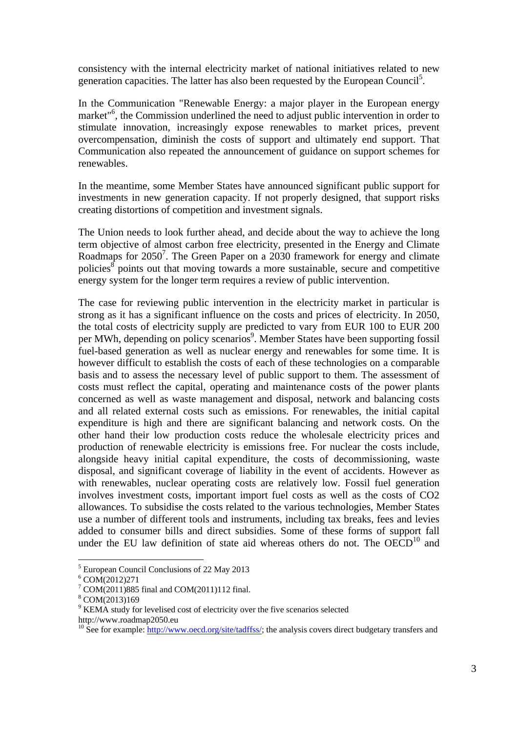consistency with the internal electricity market of national initiatives related to new generation capacities. The latter has also been requested by the European Council[5].

In the Communication "Renewable Energy: a major player in the European energy market"[6], the Commission underlined the need to adjust public intervention in order to stimulate innovation, increasingly expose renewables to market prices, prevent overcompensation, diminish the costs of support and ultimately end support. That Communication also repeated the announcement of guidance on support schemes for renewables.

In the meantime, some Member States have announced significant public support for investments in new generation capacity. If not properly designed, that support risks creating distortions of competition and investment signals.

The Union needs to look further ahead, and decide about the way to achieve the long term objective of almost carbon free electricity, presented in the Energy and Climate Roadmaps for 2050[7]. The Green Paper on a 2030 framework for energy and climate policies[8] points out that moving towards a more sustainable, secure and competitive energy system for the longer term requires a review of public intervention.

The case for reviewing public intervention in the electricity market in particular is strong as it has a significant influence on the costs and prices of electricity. In 2050, the total costs of electricity supply are predicted to vary from EUR 100 to EUR 200 per MWh, depending on policy scenarios[9]. Member States have been supporting fossil fuel-based generation as well as nuclear energy and renewables for some time. It is however difficult to establish the costs of each of these technologies on a comparable basis and to assess the necessary level of public support to them. The assessment of costs must reflect the capital, operating and maintenance costs of the power plants concerned as well as waste management and disposal, network and balancing costs and all related external costs such as emissions. For renewables, the initial capital expenditure is high and there are significant balancing and network costs. On the other hand their low production costs reduce the wholesale electricity prices and production of renewable electricity is emissions free. For nuclear the costs include, alongside heavy initial capital expenditure, the costs of decommissioning, waste disposal, and significant coverage of liability in the event of accidents. However as with renewables, nuclear operating costs are relatively low. Fossil fuel generation involves investment costs, important import fuel costs as well as the costs of $CO_2$ allowances. To subsidise the costs related to the various technologies, Member States use a number of different tools and instruments, including tax breaks, fees and levies added to consumer bills and direct subsidies. Some of these forms of support fall under the EU law definition of state aid whereas others do not. The OECD[10] and

---

[5] European Council Conclusions of 22 May 2013

[6] COM(2012)271

[7] COM(2011)885 final and COM(2011)112 final.

[8] COM(2013)169

[9] KEMA study for levelised cost of electricity over the five scenarios selected http://www.roadmap2050.eu

[10] See for example: http://www.oecd.org/site/tadffss/; the analysis covers direct budgetary transfers and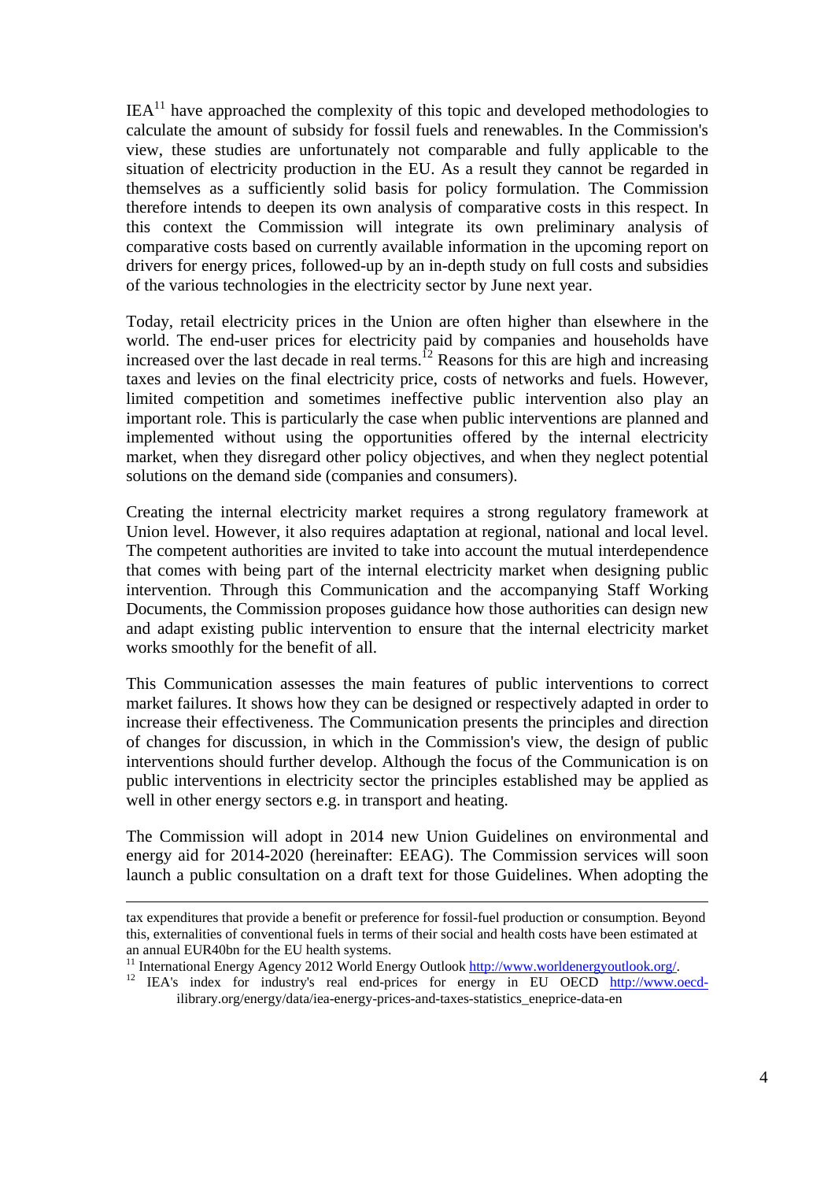IEA[11] have approached the complexity of this topic and developed methodologies to calculate the amount of subsidy for fossil fuels and renewables. In the Commission's view, these studies are unfortunately not comparable and fully applicable to the situation of electricity production in the EU. As a result they cannot be regarded in themselves as a sufficiently solid basis for policy formulation. The Commission therefore intends to deepen its own analysis of comparative costs in this respect. In this context the Commission will integrate its own preliminary analysis of comparative costs based on currently available information in the upcoming report on drivers for energy prices, followed-up by an in-depth study on full costs and subsidies of the various technologies in the electricity sector by June next year.

Today, retail electricity prices in the Union are often higher than elsewhere in the world. The end-user prices for electricity paid by companies and households have increased over the last decade in real terms.[12] Reasons for this are high and increasing taxes and levies on the final electricity price, costs of networks and fuels. However, limited competition and sometimes ineffective public intervention also play an important role. This is particularly the case when public interventions are planned and implemented without using the opportunities offered by the internal electricity market, when they disregard other policy objectives, and when they neglect potential solutions on the demand side (companies and consumers).

Creating the internal electricity market requires a strong regulatory framework at Union level. However, it also requires adaptation at regional, national and local level. The competent authorities are invited to take into account the mutual interdependence that comes with being part of the internal electricity market when designing public intervention. Through this Communication and the accompanying Staff Working Documents, the Commission proposes guidance how those authorities can design new and adapt existing public intervention to ensure that the internal electricity market works smoothly for the benefit of all.

This Communication assesses the main features of public interventions to correct market failures. It shows how they can be designed or respectively adapted in order to increase their effectiveness. The Communication presents the principles and direction of changes for discussion, in which in the Commission's view, the design of public interventions should further develop. Although the focus of the Communication is on public interventions in electricity sector the principles established may be applied as well in other energy sectors e.g. in transport and heating.

The Commission will adopt in 2014 new Union Guidelines on environmental and energy aid for 2014-2020 (hereinafter: EEAG). The Commission services will soon launch a public consultation on a draft text for those Guidelines. When adopting the

---

tax expenditures that provide a benefit or preference for fossil-fuel production or consumption. Beyond this, externalities of conventional fuels in terms of their social and health costs have been estimated at an annual EUR40bn for the EU health systems.

[11] International Energy Agency 2012 World Energy Outlook http://www.worldenergyoutlook.org/.

[12] IEA's index for industry's real end-prices for energy in EU OECD http://www.oecd-ilibrary.org/energy/data/iea-energy-prices-and-taxes-statistics_eneprice-data-en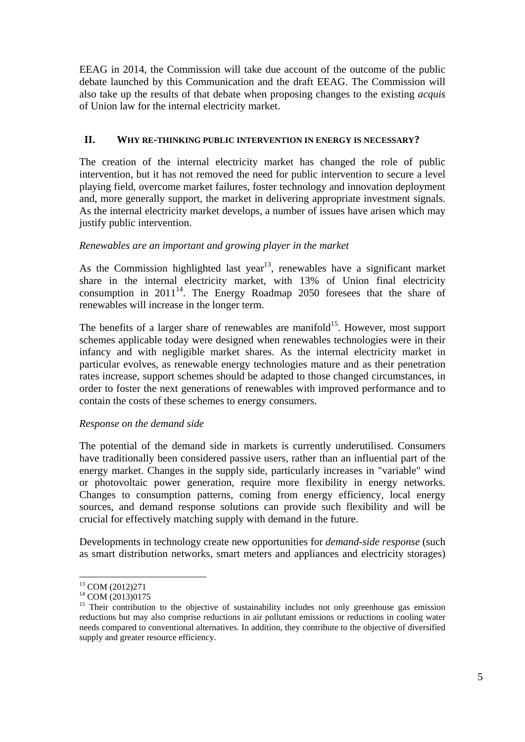EEAG in 2014, the Commission will take due account of the outcome of the public debate launched by this Communication and the draft EEAG. The Commission will also take up the results of that debate when proposing changes to the existing *acquis* of Union law for the internal electricity market.

## II. WHY RE-THINKING PUBLIC INTERVENTION IN ENERGY IS NECESSARY?

The creation of the internal electricity market has changed the role of public intervention, but it has not removed the need for public intervention to secure a level playing field, overcome market failures, foster technology and innovation deployment and, more generally support, the market in delivering appropriate investment signals. As the internal electricity market develops, a number of issues have arisen which may justify public intervention.

*Renewables are an important and growing player in the market*

As the Commission highlighted last year[13], renewables have a significant market share in the internal electricity market, with 13% of Union final electricity consumption in 2011[14]. The Energy Roadmap 2050 foresees that the share of renewables will increase in the longer term.

The benefits of a larger share of renewables are manifold[15]. However, most support schemes applicable today were designed when renewables technologies were in their infancy and with negligible market shares. As the internal electricity market in particular evolves, as renewable energy technologies mature and as their penetration rates increase, support schemes should be adapted to those changed circumstances, in order to foster the next generations of renewables with improved performance and to contain the costs of these schemes to energy consumers.

*Response on the demand side*

The potential of the demand side in markets is currently underutilised. Consumers have traditionally been considered passive users, rather than an influential part of the energy market. Changes in the supply side, particularly increases in "variable" wind or photovoltaic power generation, require more flexibility in energy networks. Changes to consumption patterns, coming from energy efficiency, local energy sources, and demand response solutions can provide such flexibility and will be crucial for effectively matching supply with demand in the future.

Developments in technology create new opportunities for *demand-side response* (such as smart distribution networks, smart meters and appliances and electricity storages)

---

[13] COM (2012)271

[14] COM (2013)0175

[15] Their contribution to the objective of sustainability includes not only greenhouse gas emission reductions but may also comprise reductions in air pollutant emissions or reductions in cooling water needs compared to conventional alternatives. In addition, they contribute to the objective of diversified supply and greater resource efficiency.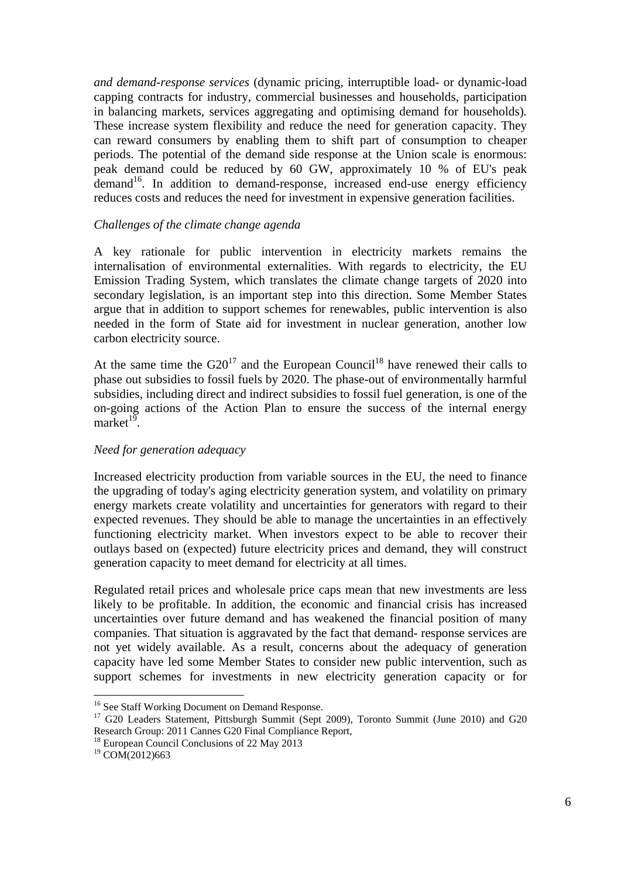*and demand-response services* (dynamic pricing, interruptible load- or dynamic-load capping contracts for industry, commercial businesses and households, participation in balancing markets, services aggregating and optimising demand for households). These increase system flexibility and reduce the need for generation capacity. They can reward consumers by enabling them to shift part of consumption to cheaper periods. The potential of the demand side response at the Union scale is enormous: peak demand could be reduced by 60 GW, approximately 10 % of EU's peak demand[16]. In addition to demand-response, increased end-use energy efficiency reduces costs and reduces the need for investment in expensive generation facilities.

*Challenges of the climate change agenda*

A key rationale for public intervention in electricity markets remains the internalisation of environmental externalities. With regards to electricity, the EU Emission Trading System, which translates the climate change targets of 2020 into secondary legislation, is an important step into this direction. Some Member States argue that in addition to support schemes for renewables, public intervention is also needed in the form of State aid for investment in nuclear generation, another low carbon electricity source.

At the same time the G20[17] and the European Council[18] have renewed their calls to phase out subsidies to fossil fuels by 2020. The phase-out of environmentally harmful subsidies, including direct and indirect subsidies to fossil fuel generation, is one of the on-going actions of the Action Plan to ensure the success of the internal energy market[19].

*Need for generation adequacy*

Increased electricity production from variable sources in the EU, the need to finance the upgrading of today's aging electricity generation system, and volatility on primary energy markets create volatility and uncertainties for generators with regard to their expected revenues. They should be able to manage the uncertainties in an effectively functioning electricity market. When investors expect to be able to recover their outlays based on (expected) future electricity prices and demand, they will construct generation capacity to meet demand for electricity at all times.

Regulated retail prices and wholesale price caps mean that new investments are less likely to be profitable. In addition, the economic and financial crisis has increased uncertainties over future demand and has weakened the financial position of many companies. That situation is aggravated by the fact that demand- response services are not yet widely available. As a result, concerns about the adequacy of generation capacity have led some Member States to consider new public intervention, such as support schemes for investments in new electricity generation capacity or for

---

[16] See Staff Working Document on Demand Response.

[17] G20 Leaders Statement, Pittsburgh Summit (Sept 2009), Toronto Summit (June 2010) and G20 Research Group: 2011 Cannes G20 Final Compliance Report,

[18] European Council Conclusions of 22 May 2013

[19] COM(2012)663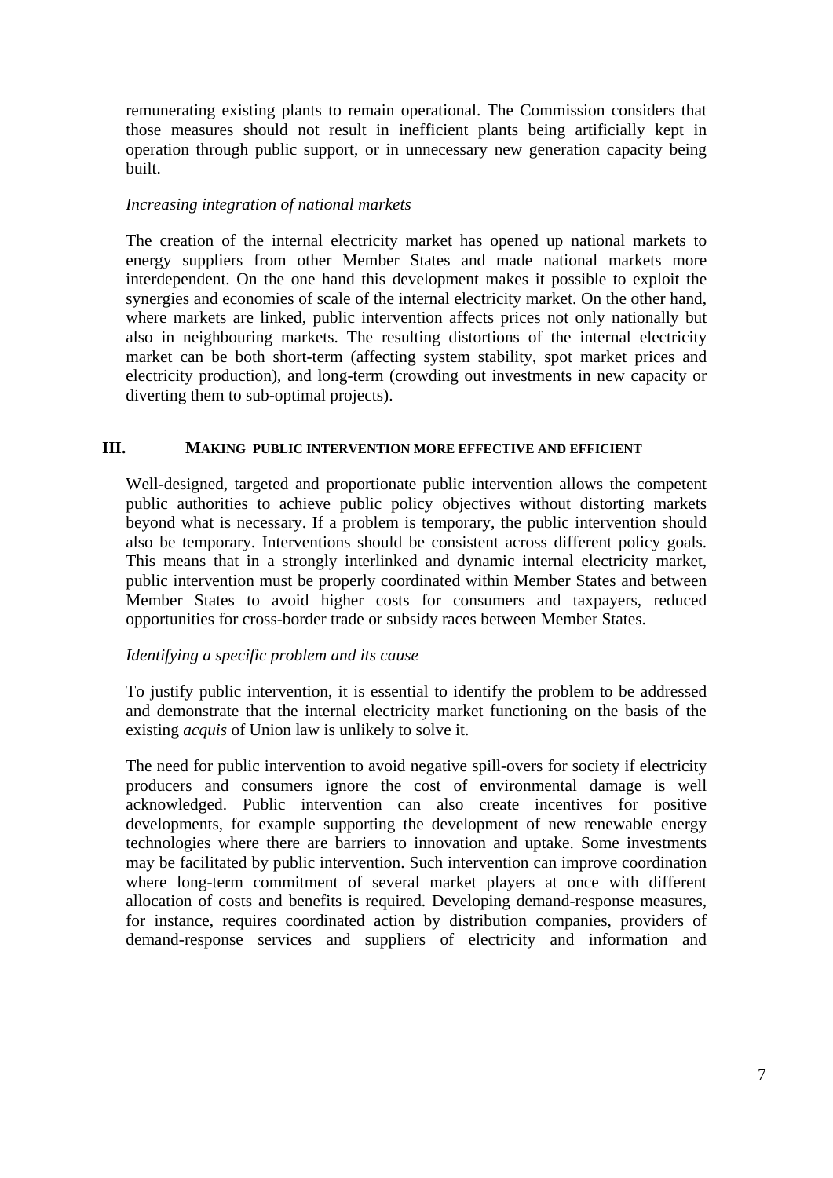remunerating existing plants to remain operational. The Commission considers that those measures should not result in inefficient plants being artificially kept in operation through public support, or in unnecessary new generation capacity being built.

*Increasing integration of national markets*

The creation of the internal electricity market has opened up national markets to energy suppliers from other Member States and made national markets more interdependent. On the one hand this development makes it possible to exploit the synergies and economies of scale of the internal electricity market. On the other hand, where markets are linked, public intervention affects prices not only nationally but also in neighbouring markets. The resulting distortions of the internal electricity market can be both short-term (affecting system stability, spot market prices and electricity production), and long-term (crowding out investments in new capacity or diverting them to sub-optimal projects).

## III. MAKING PUBLIC INTERVENTION MORE EFFECTIVE AND EFFICIENT

Well-designed, targeted and proportionate public intervention allows the competent public authorities to achieve public policy objectives without distorting markets beyond what is necessary. If a problem is temporary, the public intervention should also be temporary. Interventions should be consistent across different policy goals. This means that in a strongly interlinked and dynamic internal electricity market, public intervention must be properly coordinated within Member States and between Member States to avoid higher costs for consumers and taxpayers, reduced opportunities for cross-border trade or subsidy races between Member States.

*Identifying a specific problem and its cause*

To justify public intervention, it is essential to identify the problem to be addressed and demonstrate that the internal electricity market functioning on the basis of the existing *acquis* of Union law is unlikely to solve it.

The need for public intervention to avoid negative spill-overs for society if electricity producers and consumers ignore the cost of environmental damage is well acknowledged. Public intervention can also create incentives for positive developments, for example supporting the development of new renewable energy technologies where there are barriers to innovation and uptake. Some investments may be facilitated by public intervention. Such intervention can improve coordination where long-term commitment of several market players at once with different allocation of costs and benefits is required. Developing demand-response measures, for instance, requires coordinated action by distribution companies, providers of demand-response services and suppliers of electricity and information and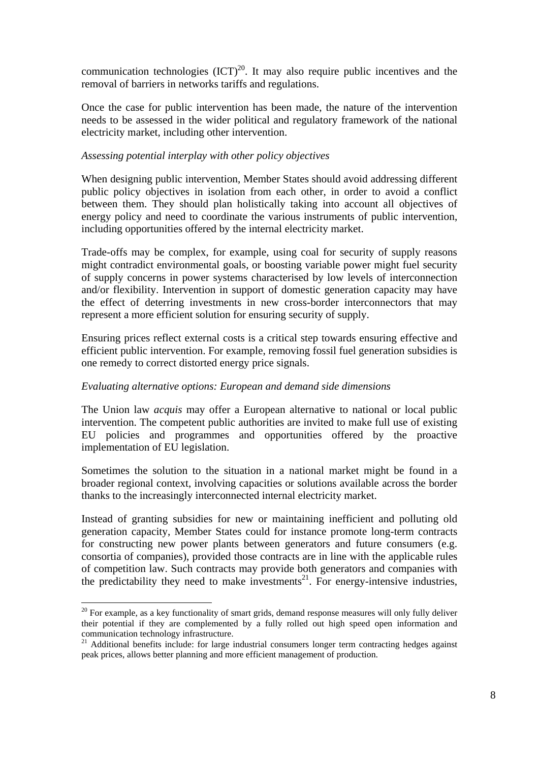communication technologies (ICT)[20]. It may also require public incentives and the removal of barriers in networks tariffs and regulations.

Once the case for public intervention has been made, the nature of the intervention needs to be assessed in the wider political and regulatory framework of the national electricity market, including other intervention.

*Assessing potential interplay with other policy objectives*

When designing public intervention, Member States should avoid addressing different public policy objectives in isolation from each other, in order to avoid a conflict between them. They should plan holistically taking into account all objectives of energy policy and need to coordinate the various instruments of public intervention, including opportunities offered by the internal electricity market.

Trade-offs may be complex, for example, using coal for security of supply reasons might contradict environmental goals, or boosting variable power might fuel security of supply concerns in power systems characterised by low levels of interconnection and/or flexibility. Intervention in support of domestic generation capacity may have the effect of deterring investments in new cross-border interconnectors that may represent a more efficient solution for ensuring security of supply.

Ensuring prices reflect external costs is a critical step towards ensuring effective and efficient public intervention. For example, removing fossil fuel generation subsidies is one remedy to correct distorted energy price signals.

*Evaluating alternative options: European and demand side dimensions*

The Union law *acquis* may offer a European alternative to national or local public intervention. The competent public authorities are invited to make full use of existing EU policies and programmes and opportunities offered by the proactive implementation of EU legislation.

Sometimes the solution to the situation in a national market might be found in a broader regional context, involving capacities or solutions available across the border thanks to the increasingly interconnected internal electricity market.

Instead of granting subsidies for new or maintaining inefficient and polluting old generation capacity, Member States could for instance promote long-term contracts for constructing new power plants between generators and future consumers (e.g. consortia of companies), provided those contracts are in line with the applicable rules of competition law. Such contracts may provide both generators and companies with the predictability they need to make investments[21]. For energy-intensive industries,

[20] For example, as a key functionality of smart grids, demand response measures will only fully deliver their potential if they are complemented by a fully rolled out high speed open information and communication technology infrastructure.

[21] Additional benefits include: for large industrial consumers longer term contracting hedges against peak prices, allows better planning and more efficient management of production.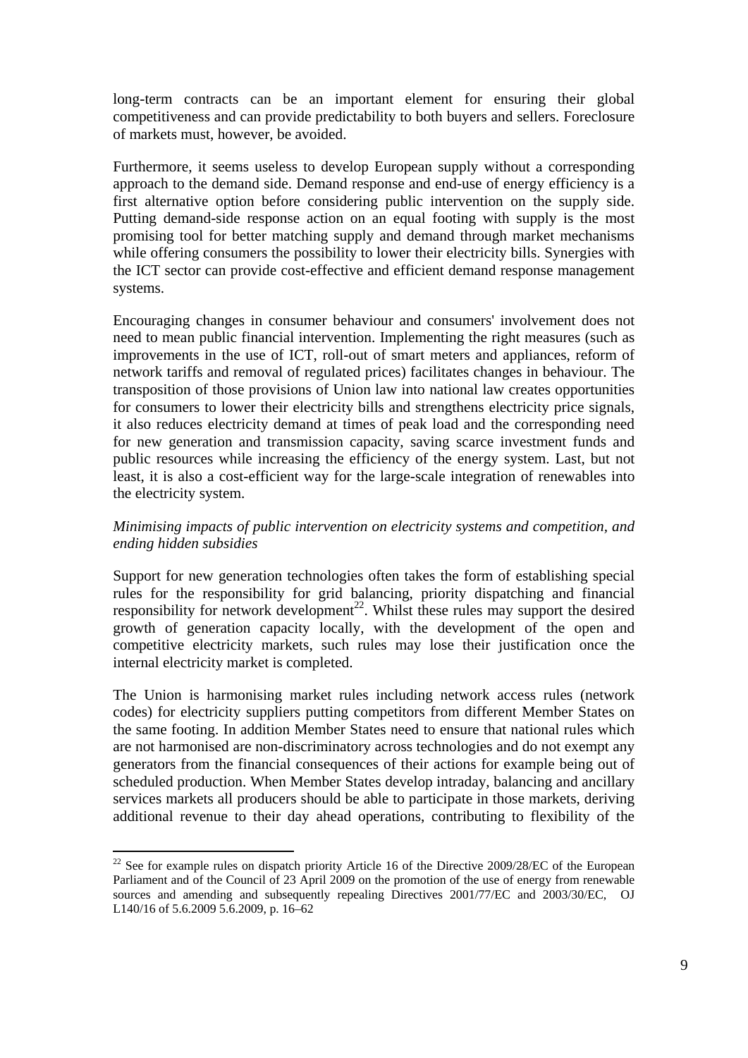long-term contracts can be an important element for ensuring their global competitiveness and can provide predictability to both buyers and sellers. Foreclosure of markets must, however, be avoided.

Furthermore, it seems useless to develop European supply without a corresponding approach to the demand side. Demand response and end-use of energy efficiency is a first alternative option before considering public intervention on the supply side. Putting demand-side response action on an equal footing with supply is the most promising tool for better matching supply and demand through market mechanisms while offering consumers the possibility to lower their electricity bills. Synergies with the ICT sector can provide cost-effective and efficient demand response management systems.

Encouraging changes in consumer behaviour and consumers' involvement does not need to mean public financial intervention. Implementing the right measures (such as improvements in the use of ICT, roll-out of smart meters and appliances, reform of network tariffs and removal of regulated prices) facilitates changes in behaviour. The transposition of those provisions of Union law into national law creates opportunities for consumers to lower their electricity bills and strengthens electricity price signals, it also reduces electricity demand at times of peak load and the corresponding need for new generation and transmission capacity, saving scarce investment funds and public resources while increasing the efficiency of the energy system. Last, but not least, it is also a cost-efficient way for the large-scale integration of renewables into the electricity system.

*Minimising impacts of public intervention on electricity systems and competition, and ending hidden subsidies*

Support for new generation technologies often takes the form of establishing special rules for the responsibility for grid balancing, priority dispatching and financial responsibility for network development[22]. Whilst these rules may support the desired growth of generation capacity locally, with the development of the open and competitive electricity markets, such rules may lose their justification once the internal electricity market is completed.

The Union is harmonising market rules including network access rules (network codes) for electricity suppliers putting competitors from different Member States on the same footing. In addition Member States need to ensure that national rules which are not harmonised are non-discriminatory across technologies and do not exempt any generators from the financial consequences of their actions for example being out of scheduled production. When Member States develop intraday, balancing and ancillary services markets all producers should be able to participate in those markets, deriving additional revenue to their day ahead operations, contributing to flexibility of the

---

[22] See for example rules on dispatch priority Article 16 of the Directive 2009/28/EC of the European Parliament and of the Council of 23 April 2009 on the promotion of the use of energy from renewable sources and amending and subsequently repealing Directives 2001/77/EC and 2003/30/EC, OJ L140/16 of 5.6.2009 5.6.2009, p. 16–62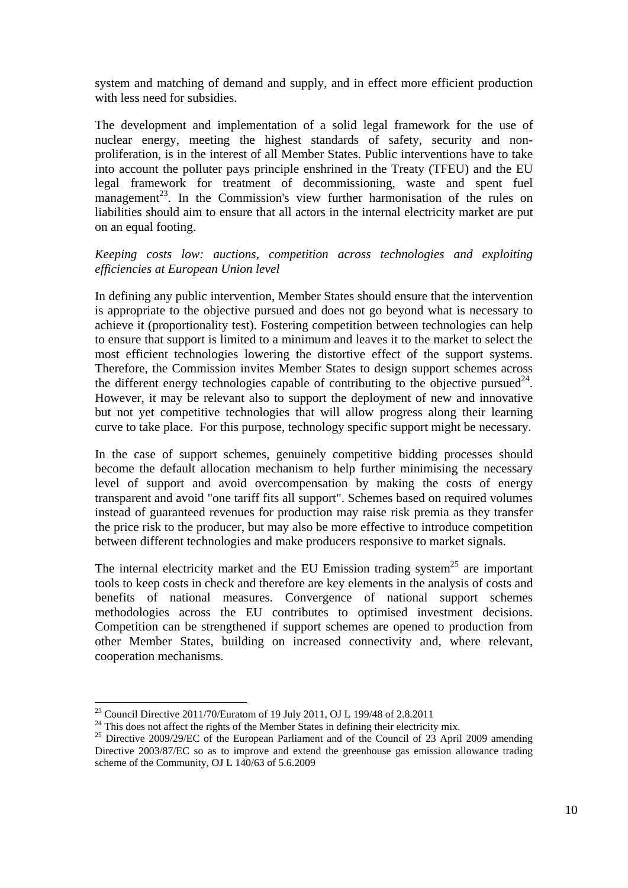system and matching of demand and supply, and in effect more efficient production with less need for subsidies.

The development and implementation of a solid legal framework for the use of nuclear energy, meeting the highest standards of safety, security and non-proliferation, is in the interest of all Member States. Public interventions have to take into account the polluter pays principle enshrined in the Treaty (TFEU) and the EU legal framework for treatment of decommissioning, waste and spent fuel management[23]. In the Commission's view further harmonisation of the rules on liabilities should aim to ensure that all actors in the internal electricity market are put on an equal footing.

*Keeping costs low: auctions, competition across technologies and exploiting efficiencies at European Union level*

In defining any public intervention, Member States should ensure that the intervention is appropriate to the objective pursued and does not go beyond what is necessary to achieve it (proportionality test). Fostering competition between technologies can help to ensure that support is limited to a minimum and leaves it to the market to select the most efficient technologies lowering the distortive effect of the support systems. Therefore, the Commission invites Member States to design support schemes across the different energy technologies capable of contributing to the objective pursued[24]. However, it may be relevant also to support the deployment of new and innovative but not yet competitive technologies that will allow progress along their learning curve to take place. For this purpose, technology specific support might be necessary.

In the case of support schemes, genuinely competitive bidding processes should become the default allocation mechanism to help further minimising the necessary level of support and avoid overcompensation by making the costs of energy transparent and avoid "one tariff fits all support". Schemes based on required volumes instead of guaranteed revenues for production may raise risk premia as they transfer the price risk to the producer, but may also be more effective to introduce competition between different technologies and make producers responsive to market signals.

The internal electricity market and the EU Emission trading system[25] are important tools to keep costs in check and therefore are key elements in the analysis of costs and benefits of national measures. Convergence of national support schemes methodologies across the EU contributes to optimised investment decisions. Competition can be strengthened if support schemes are opened to production from other Member States, building on increased connectivity and, where relevant, cooperation mechanisms.

---

[23] Council Directive 2011/70/Euratom of 19 July 2011, OJ L 199/48 of 2.8.2011

[24] This does not affect the rights of the Member States in defining their electricity mix.

[25] Directive 2009/29/EC of the European Parliament and of the Council of 23 April 2009 amending Directive 2003/87/EC so as to improve and extend the greenhouse gas emission allowance trading scheme of the Community, OJ L 140/63 of 5.6.2009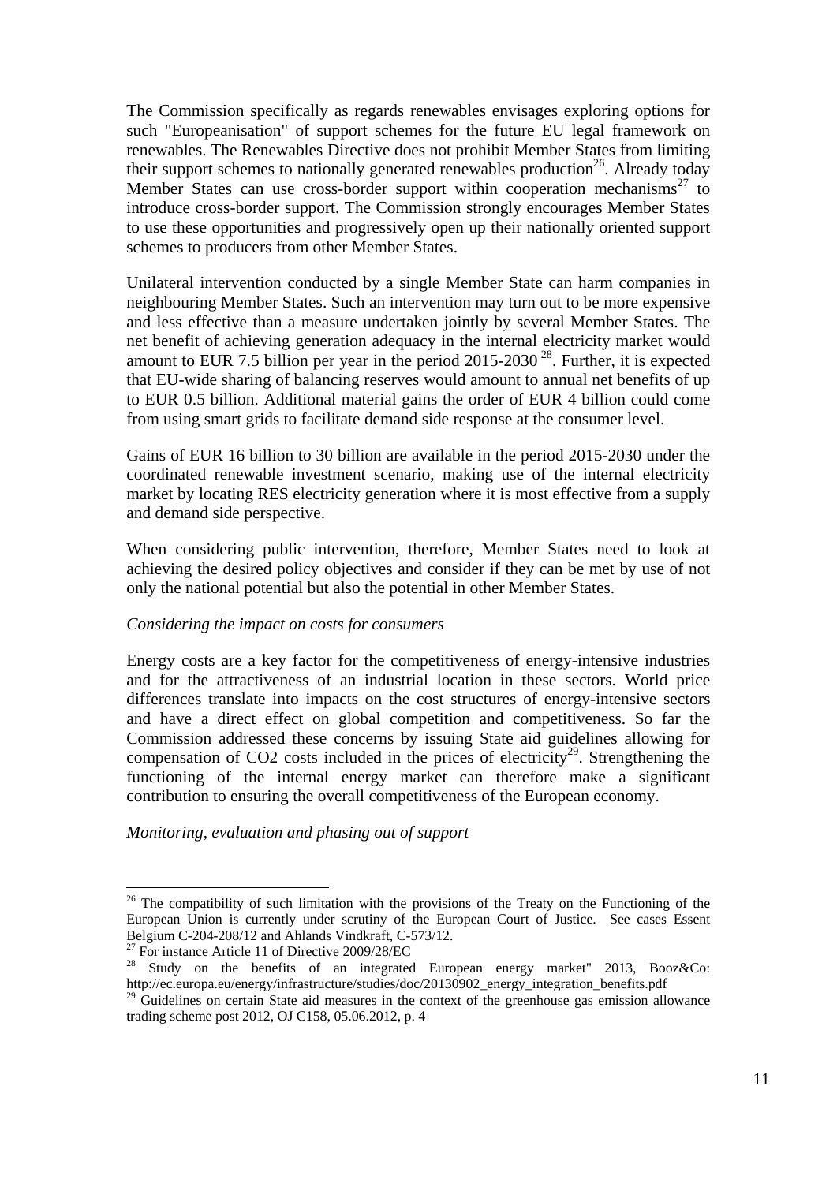The Commission specifically as regards renewables envisages exploring options for such "Europeanisation" of support schemes for the future EU legal framework on renewables. The Renewables Directive does not prohibit Member States from limiting their support schemes to nationally generated renewables production[26]. Already today Member States can use cross-border support within cooperation mechanisms[27] to introduce cross-border support. The Commission strongly encourages Member States to use these opportunities and progressively open up their nationally oriented support schemes to producers from other Member States.

Unilateral intervention conducted by a single Member State can harm companies in neighbouring Member States. Such an intervention may turn out to be more expensive and less effective than a measure undertaken jointly by several Member States. The net benefit of achieving generation adequacy in the internal electricity market would amount to EUR 7.5 billion per year in the period 2015-2030 [28]. Further, it is expected that EU-wide sharing of balancing reserves would amount to annual net benefits of up to EUR 0.5 billion. Additional material gains the order of EUR 4 billion could come from using smart grids to facilitate demand side response at the consumer level.

Gains of EUR 16 billion to 30 billion are available in the period 2015-2030 under the coordinated renewable investment scenario, making use of the internal electricity market by locating RES electricity generation where it is most effective from a supply and demand side perspective.

When considering public intervention, therefore, Member States need to look at achieving the desired policy objectives and consider if they can be met by use of not only the national potential but also the potential in other Member States.

*Considering the impact on costs for consumers*

Energy costs are a key factor for the competitiveness of energy-intensive industries and for the attractiveness of an industrial location in these sectors. World price differences translate into impacts on the cost structures of energy-intensive sectors and have a direct effect on global competition and competitiveness. So far the Commission addressed these concerns by issuing State aid guidelines allowing for compensation of $CO_2$ costs included in the prices of electricity[29]. Strengthening the functioning of the internal energy market can therefore make a significant contribution to ensuring the overall competitiveness of the European economy.

*Monitoring, evaluation and phasing out of support*

---

[26] The compatibility of such limitation with the provisions of the Treaty on the Functioning of the European Union is currently under scrutiny of the European Court of Justice. See cases Essent Belgium C-204-208/12 and Ahlands Vindkraft, C-573/12.

[27] For instance Article 11 of Directive 2009/28/EC

[28] Study on the benefits of an integrated European energy market" 2013, Booz&Co: http://ec.europa.eu/energy/infrastructure/studies/doc/20130902_energy_integration_benefits.pdf

[29] Guidelines on certain State aid measures in the context of the greenhouse gas emission allowance trading scheme post 2012, OJ C158, 05.06.2012, p. 4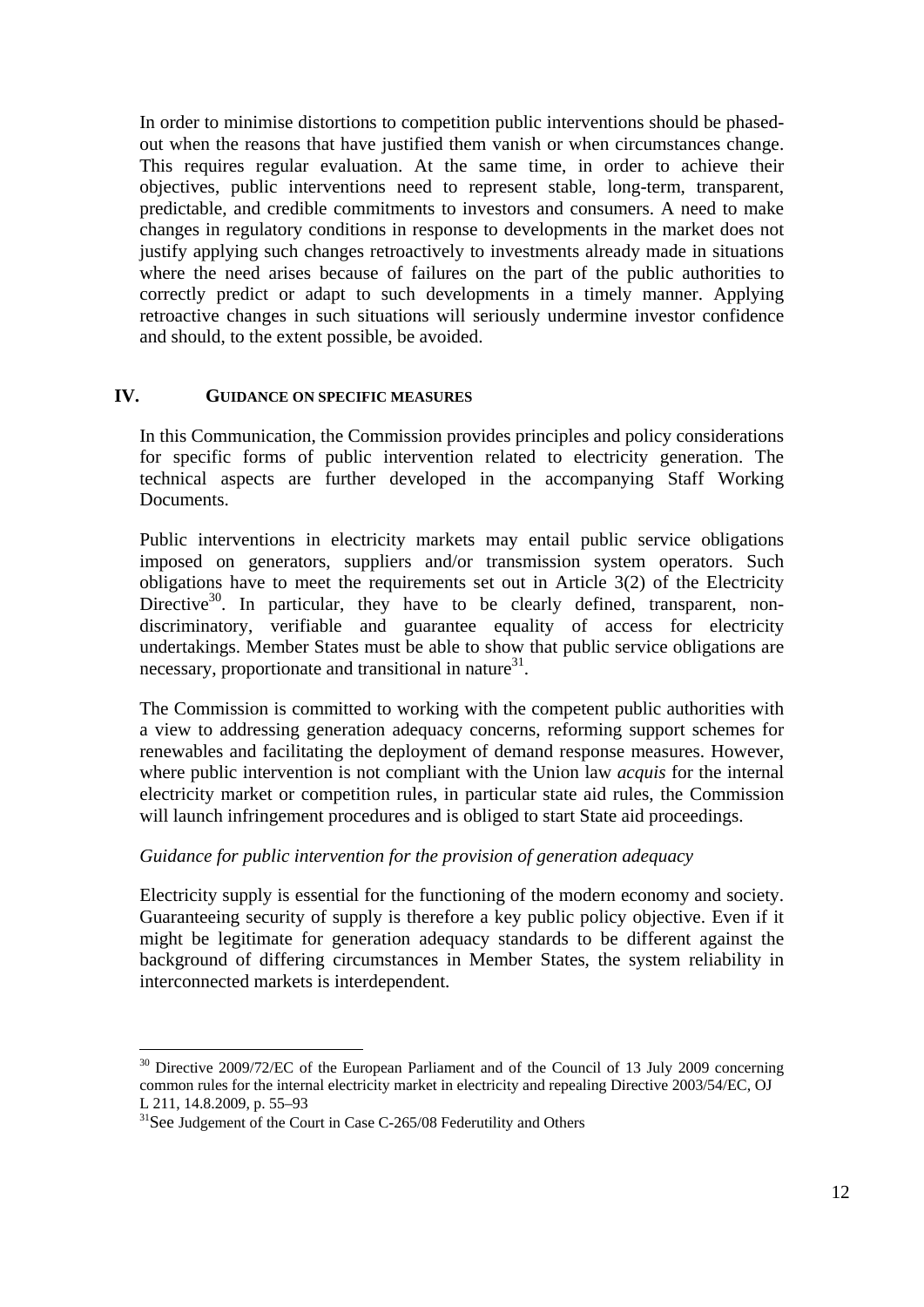In order to minimise distortions to competition public interventions should be phased-out when the reasons that have justified them vanish or when circumstances change. This requires regular evaluation. At the same time, in order to achieve their objectives, public interventions need to represent stable, long-term, transparent, predictable, and credible commitments to investors and consumers. A need to make changes in regulatory conditions in response to developments in the market does not justify applying such changes retroactively to investments already made in situations where the need arises because of failures on the part of the public authorities to correctly predict or adapt to such developments in a timely manner. Applying retroactive changes in such situations will seriously undermine investor confidence and should, to the extent possible, be avoided.

## IV. GUIDANCE ON SPECIFIC MEASURES

In this Communication, the Commission provides principles and policy considerations for specific forms of public intervention related to electricity generation. The technical aspects are further developed in the accompanying Staff Working Documents.

Public interventions in electricity markets may entail public service obligations imposed on generators, suppliers and/or transmission system operators. Such obligations have to meet the requirements set out in Article 3(2) of the Electricity Directive[30]. In particular, they have to be clearly defined, transparent, non-discriminatory, verifiable and guarantee equality of access for electricity undertakings. Member States must be able to show that public service obligations are necessary, proportionate and transitional in nature[31].

The Commission is committed to working with the competent public authorities with a view to addressing generation adequacy concerns, reforming support schemes for renewables and facilitating the deployment of demand response measures. However, where public intervention is not compliant with the Union law *acquis* for the internal electricity market or competition rules, in particular state aid rules, the Commission will launch infringement procedures and is obliged to start State aid proceedings.

*Guidance for public intervention for the provision of generation adequacy*

Electricity supply is essential for the functioning of the modern economy and society. Guaranteeing security of supply is therefore a key public policy objective. Even if it might be legitimate for generation adequacy standards to be different against the background of differing circumstances in Member States, the system reliability in interconnected markets is interdependent.

---

[30] Directive 2009/72/EC of the European Parliament and of the Council of 13 July 2009 concerning common rules for the internal electricity market in electricity and repealing Directive 2003/54/EC, OJ L 211, 14.8.2009, p. 55–93

[31] See Judgement of the Court in Case C-265/08 Federutility and Others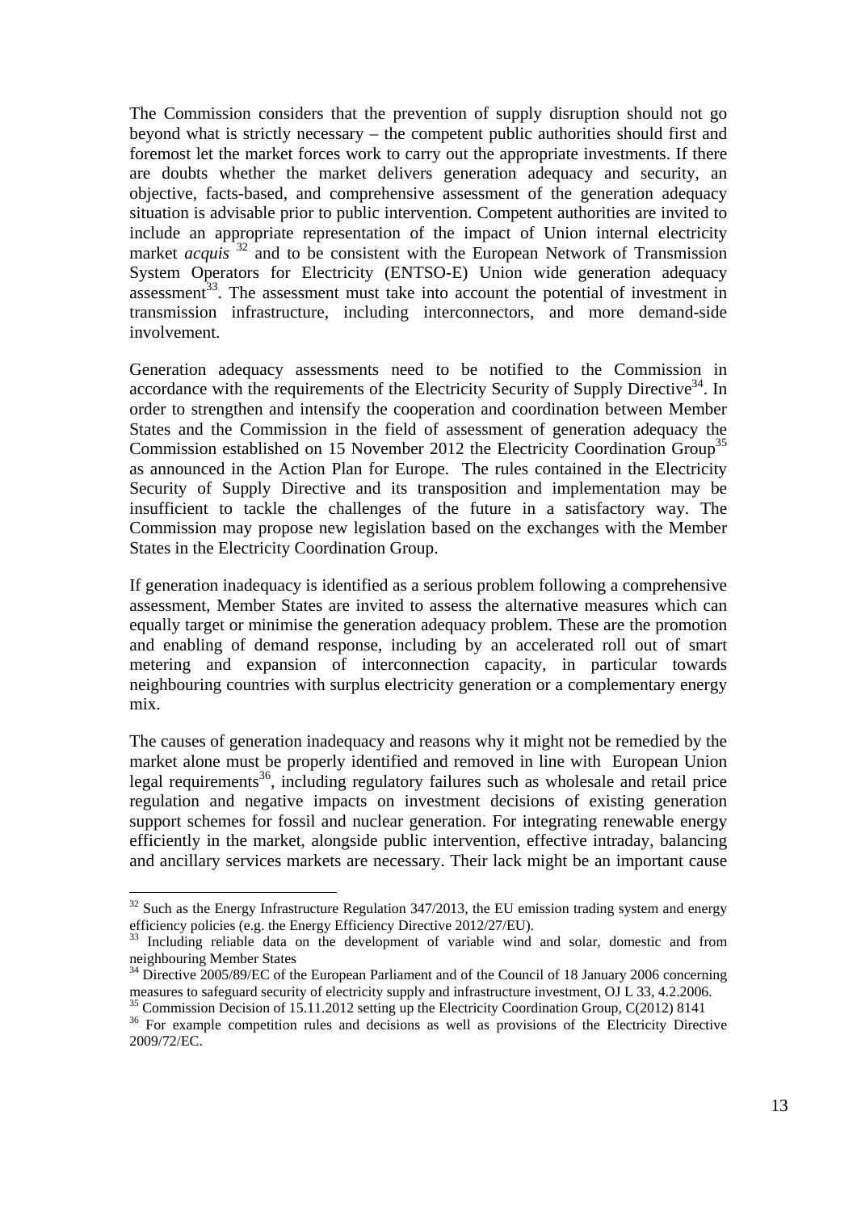The Commission considers that the prevention of supply disruption should not go beyond what is strictly necessary – the competent public authorities should first and foremost let the market forces work to carry out the appropriate investments. If there are doubts whether the market delivers generation adequacy and security, an objective, facts-based, and comprehensive assessment of the generation adequacy situation is advisable prior to public intervention. Competent authorities are invited to include an appropriate representation of the impact of Union internal electricity market *acquis* [32] and to be consistent with the European Network of Transmission System Operators for Electricity (ENTSO-E) Union wide generation adequacy assessment[33]. The assessment must take into account the potential of investment in transmission infrastructure, including interconnectors, and more demand-side involvement.

Generation adequacy assessments need to be notified to the Commission in accordance with the requirements of the Electricity Security of Supply Directive[34]. In order to strengthen and intensify the cooperation and coordination between Member States and the Commission in the field of assessment of generation adequacy the Commission established on 15 November 2012 the Electricity Coordination Group[35] as announced in the Action Plan for Europe. The rules contained in the Electricity Security of Supply Directive and its transposition and implementation may be insufficient to tackle the challenges of the future in a satisfactory way. The Commission may propose new legislation based on the exchanges with the Member States in the Electricity Coordination Group.

If generation inadequacy is identified as a serious problem following a comprehensive assessment, Member States are invited to assess the alternative measures which can equally target or minimise the generation adequacy problem. These are the promotion and enabling of demand response, including by an accelerated roll out of smart metering and expansion of interconnection capacity, in particular towards neighbouring countries with surplus electricity generation or a complementary energy mix.

The causes of generation inadequacy and reasons why it might not be remedied by the market alone must be properly identified and removed in line with European Union legal requirements[36], including regulatory failures such as wholesale and retail price regulation and negative impacts on investment decisions of existing generation support schemes for fossil and nuclear generation. For integrating renewable energy efficiently in the market, alongside public intervention, effective intraday, balancing and ancillary services markets are necessary. Their lack might be an important cause

---

[32] Such as the Energy Infrastructure Regulation 347/2013, the EU emission trading system and energy efficiency policies (e.g. the Energy Efficiency Directive 2012/27/EU).

[33] Including reliable data on the development of variable wind and solar, domestic and from neighbouring Member States

[34] Directive 2005/89/EC of the European Parliament and of the Council of 18 January 2006 concerning measures to safeguard security of electricity supply and infrastructure investment, OJ L 33, 4.2.2006.

[35] Commission Decision of 15.11.2012 setting up the Electricity Coordination Group, C(2012) 8141

[36] For example competition rules and decisions as well as provisions of the Electricity Directive 2009/72/EC.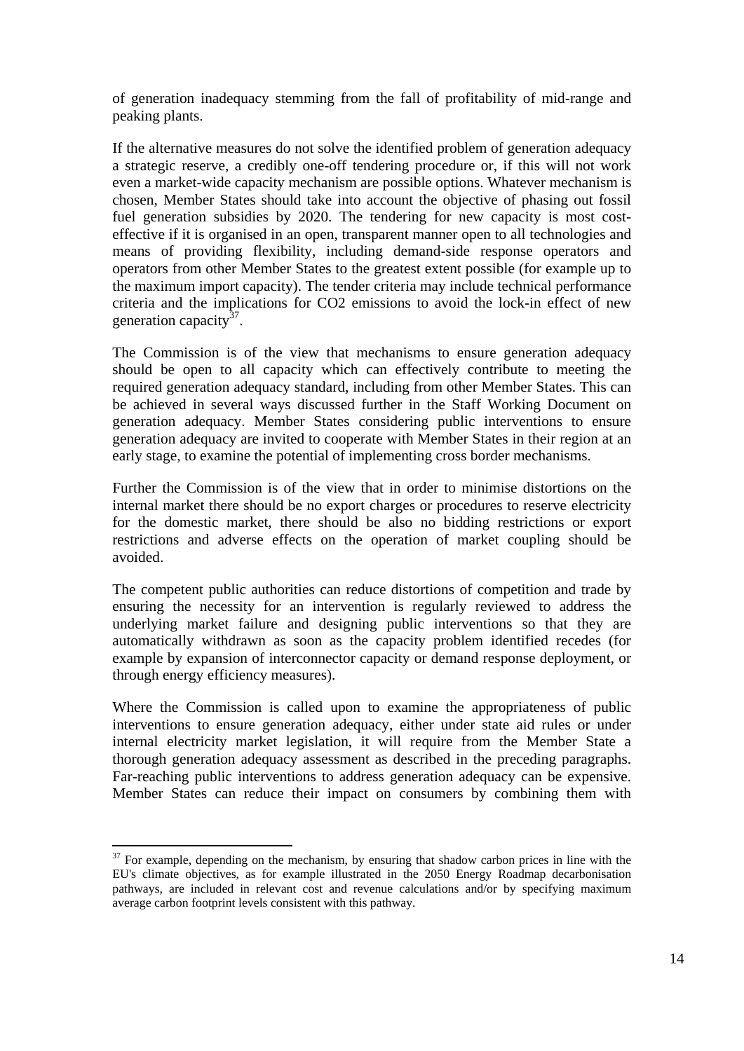of generation inadequacy stemming from the fall of profitability of mid-range and peaking plants.

If the alternative measures do not solve the identified problem of generation adequacy a strategic reserve, a credibly one-off tendering procedure or, if this will not work even a market-wide capacity mechanism are possible options. Whatever mechanism is chosen, Member States should take into account the objective of phasing out fossil fuel generation subsidies by 2020. The tendering for new capacity is most cost-effective if it is organised in an open, transparent manner open to all technologies and means of providing flexibility, including demand-side response operators and operators from other Member States to the greatest extent possible (for example up to the maximum import capacity). The tender criteria may include technical performance criteria and the implications for CO2 emissions to avoid the lock-in effect of new generation capacity[37].

The Commission is of the view that mechanisms to ensure generation adequacy should be open to all capacity which can effectively contribute to meeting the required generation adequacy standard, including from other Member States. This can be achieved in several ways discussed further in the Staff Working Document on generation adequacy. Member States considering public interventions to ensure generation adequacy are invited to cooperate with Member States in their region at an early stage, to examine the potential of implementing cross border mechanisms.

Further the Commission is of the view that in order to minimise distortions on the internal market there should be no export charges or procedures to reserve electricity for the domestic market, there should be also no bidding restrictions or export restrictions and adverse effects on the operation of market coupling should be avoided.

The competent public authorities can reduce distortions of competition and trade by ensuring the necessity for an intervention is regularly reviewed to address the underlying market failure and designing public interventions so that they are automatically withdrawn as soon as the capacity problem identified recedes (for example by expansion of interconnector capacity or demand response deployment, or through energy efficiency measures).

Where the Commission is called upon to examine the appropriateness of public interventions to ensure generation adequacy, either under state aid rules or under internal electricity market legislation, it will require from the Member State a thorough generation adequacy assessment as described in the preceding paragraphs. Far-reaching public interventions to address generation adequacy can be expensive. Member States can reduce their impact on consumers by combining them with

[37] For example, depending on the mechanism, by ensuring that shadow carbon prices in line with the EU's climate objectives, as for example illustrated in the 2050 Energy Roadmap decarbonisation pathways, are included in relevant cost and revenue calculations and/or by specifying maximum average carbon footprint levels consistent with this pathway.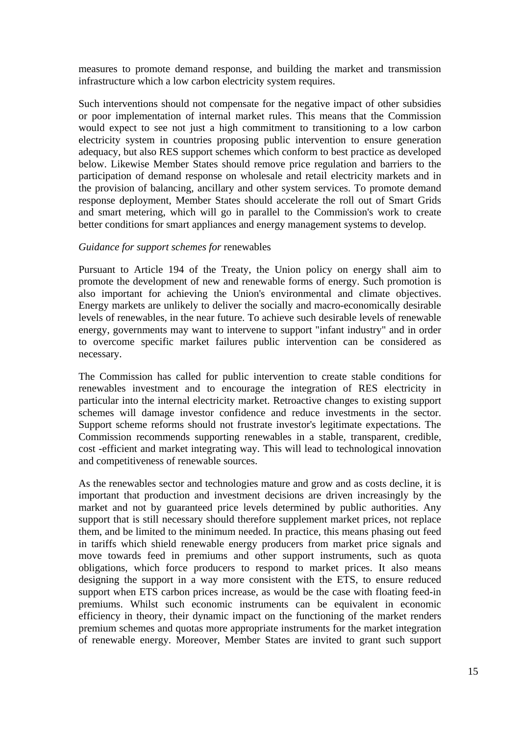measures to promote demand response, and building the market and transmission infrastructure which a low carbon electricity system requires.

Such interventions should not compensate for the negative impact of other subsidies or poor implementation of internal market rules. This means that the Commission would expect to see not just a high commitment to transitioning to a low carbon electricity system in countries proposing public intervention to ensure generation adequacy, but also RES support schemes which conform to best practice as developed below. Likewise Member States should remove price regulation and barriers to the participation of demand response on wholesale and retail electricity markets and in the provision of balancing, ancillary and other system services. To promote demand response deployment, Member States should accelerate the roll out of Smart Grids and smart metering, which will go in parallel to the Commission's work to create better conditions for smart appliances and energy management systems to develop.

*Guidance for support schemes for* renewables

Pursuant to Article 194 of the Treaty, the Union policy on energy shall aim to promote the development of new and renewable forms of energy. Such promotion is also important for achieving the Union's environmental and climate objectives. Energy markets are unlikely to deliver the socially and macro-economically desirable levels of renewables, in the near future. To achieve such desirable levels of renewable energy, governments may want to intervene to support "infant industry" and in order to overcome specific market failures public intervention can be considered as necessary.

The Commission has called for public intervention to create stable conditions for renewables investment and to encourage the integration of RES electricity in particular into the internal electricity market. Retroactive changes to existing support schemes will damage investor confidence and reduce investments in the sector. Support scheme reforms should not frustrate investor's legitimate expectations. The Commission recommends supporting renewables in a stable, transparent, credible, cost -efficient and market integrating way. This will lead to technological innovation and competitiveness of renewable sources.

As the renewables sector and technologies mature and grow and as costs decline, it is important that production and investment decisions are driven increasingly by the market and not by guaranteed price levels determined by public authorities. Any support that is still necessary should therefore supplement market prices, not replace them, and be limited to the minimum needed. In practice, this means phasing out feed in tariffs which shield renewable energy producers from market price signals and move towards feed in premiums and other support instruments, such as quota obligations, which force producers to respond to market prices. It also means designing the support in a way more consistent with the ETS, to ensure reduced support when ETS carbon prices increase, as would be the case with floating feed-in premiums. Whilst such economic instruments can be equivalent in economic efficiency in theory, their dynamic impact on the functioning of the market renders premium schemes and quotas more appropriate instruments for the market integration of renewable energy. Moreover, Member States are invited to grant such support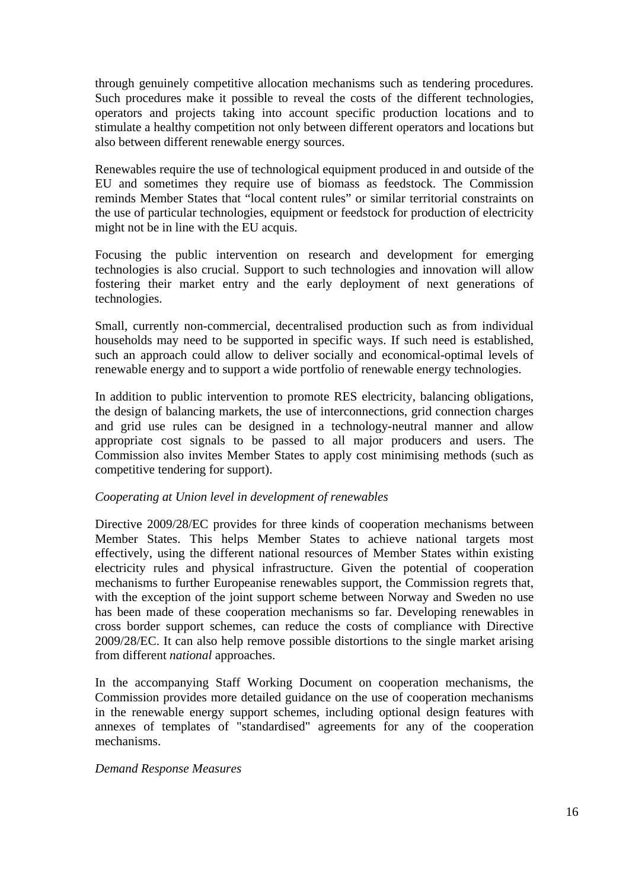through genuinely competitive allocation mechanisms such as tendering procedures. Such procedures make it possible to reveal the costs of the different technologies, operators and projects taking into account specific production locations and to stimulate a healthy competition not only between different operators and locations but also between different renewable energy sources.

Renewables require the use of technological equipment produced in and outside of the EU and sometimes they require use of biomass as feedstock. The Commission reminds Member States that "local content rules" or similar territorial constraints on the use of particular technologies, equipment or feedstock for production of electricity might not be in line with the EU acquis.

Focusing the public intervention on research and development for emerging technologies is also crucial. Support to such technologies and innovation will allow fostering their market entry and the early deployment of next generations of technologies.

Small, currently non-commercial, decentralised production such as from individual households may need to be supported in specific ways. If such need is established, such an approach could allow to deliver socially and economical-optimal levels of renewable energy and to support a wide portfolio of renewable energy technologies.

In addition to public intervention to promote RES electricity, balancing obligations, the design of balancing markets, the use of interconnections, grid connection charges and grid use rules can be designed in a technology-neutral manner and allow appropriate cost signals to be passed to all major producers and users. The Commission also invites Member States to apply cost minimising methods (such as competitive tendering for support).

*Cooperating at Union level in development of renewables*

Directive 2009/28/EC provides for three kinds of cooperation mechanisms between Member States. This helps Member States to achieve national targets most effectively, using the different national resources of Member States within existing electricity rules and physical infrastructure. Given the potential of cooperation mechanisms to further Europeanise renewables support, the Commission regrets that, with the exception of the joint support scheme between Norway and Sweden no use has been made of these cooperation mechanisms so far. Developing renewables in cross border support schemes, can reduce the costs of compliance with Directive 2009/28/EC. It can also help remove possible distortions to the single market arising from different *national* approaches.

In the accompanying Staff Working Document on cooperation mechanisms, the Commission provides more detailed guidance on the use of cooperation mechanisms in the renewable energy support schemes, including optional design features with annexes of templates of "standardised" agreements for any of the cooperation mechanisms.

*Demand Response Measures*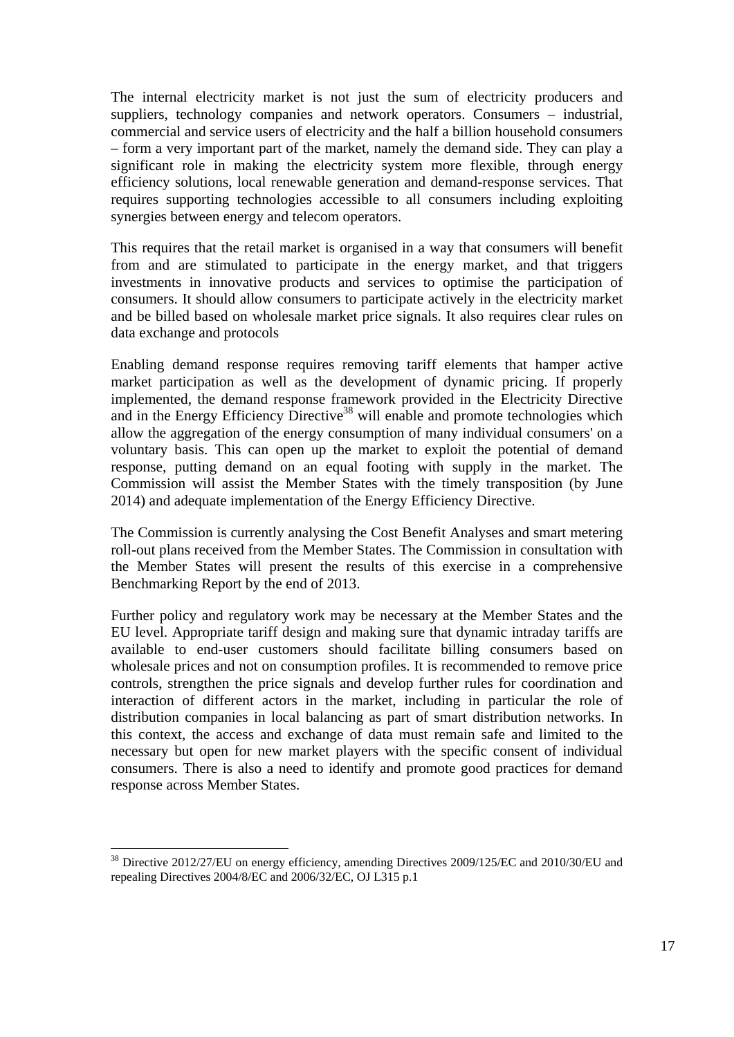The internal electricity market is not just the sum of electricity producers and suppliers, technology companies and network operators. Consumers – industrial, commercial and service users of electricity and the half a billion household consumers – form a very important part of the market, namely the demand side. They can play a significant role in making the electricity system more flexible, through energy efficiency solutions, local renewable generation and demand-response services. That requires supporting technologies accessible to all consumers including exploiting synergies between energy and telecom operators.

This requires that the retail market is organised in a way that consumers will benefit from and are stimulated to participate in the energy market, and that triggers investments in innovative products and services to optimise the participation of consumers. It should allow consumers to participate actively in the electricity market and be billed based on wholesale market price signals. It also requires clear rules on data exchange and protocols

Enabling demand response requires removing tariff elements that hamper active market participation as well as the development of dynamic pricing. If properly implemented, the demand response framework provided in the Electricity Directive and in the Energy Efficiency Directive[38] will enable and promote technologies which allow the aggregation of the energy consumption of many individual consumers' on a voluntary basis. This can open up the market to exploit the potential of demand response, putting demand on an equal footing with supply in the market. The Commission will assist the Member States with the timely transposition (by June 2014) and adequate implementation of the Energy Efficiency Directive.

The Commission is currently analysing the Cost Benefit Analyses and smart metering roll-out plans received from the Member States. The Commission in consultation with the Member States will present the results of this exercise in a comprehensive Benchmarking Report by the end of 2013.

Further policy and regulatory work may be necessary at the Member States and the EU level. Appropriate tariff design and making sure that dynamic intraday tariffs are available to end-user customers should facilitate billing consumers based on wholesale prices and not on consumption profiles. It is recommended to remove price controls, strengthen the price signals and develop further rules for coordination and interaction of different actors in the market, including in particular the role of distribution companies in local balancing as part of smart distribution networks. In this context, the access and exchange of data must remain safe and limited to the necessary but open for new market players with the specific consent of individual consumers. There is also a need to identify and promote good practices for demand response across Member States.

---

[38] Directive 2012/27/EU on energy efficiency, amending Directives 2009/125/EC and 2010/30/EU and repealing Directives 2004/8/EC and 2006/32/EC, OJ L315 p.1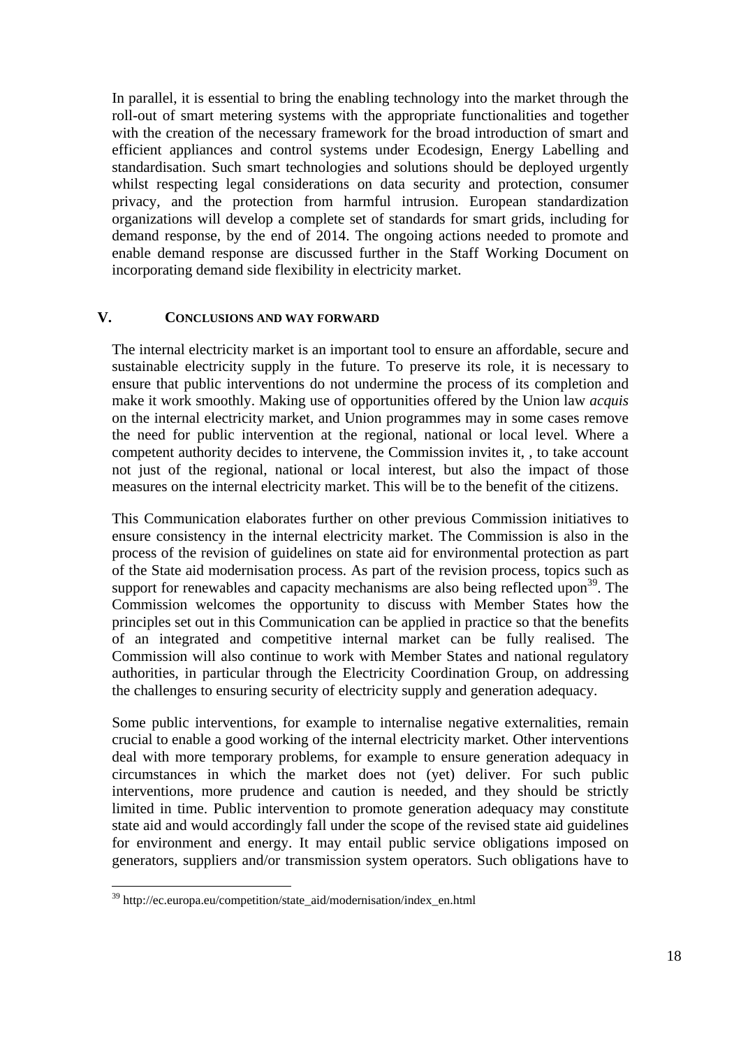In parallel, it is essential to bring the enabling technology into the market through the roll-out of smart metering systems with the appropriate functionalities and together with the creation of the necessary framework for the broad introduction of smart and efficient appliances and control systems under Ecodesign, Energy Labelling and standardisation. Such smart technologies and solutions should be deployed urgently whilst respecting legal considerations on data security and protection, consumer privacy, and the protection from harmful intrusion. European standardization organizations will develop a complete set of standards for smart grids, including for demand response, by the end of 2014. The ongoing actions needed to promote and enable demand response are discussed further in the Staff Working Document on incorporating demand side flexibility in electricity market.

## V. Conclusions and way forward

The internal electricity market is an important tool to ensure an affordable, secure and sustainable electricity supply in the future. To preserve its role, it is necessary to ensure that public interventions do not undermine the process of its completion and make it work smoothly. Making use of opportunities offered by the Union law *acquis* on the internal electricity market, and Union programmes may in some cases remove the need for public intervention at the regional, national or local level. Where a competent authority decides to intervene, the Commission invites it, , to take account not just of the regional, national or local interest, but also the impact of those measures on the internal electricity market. This will be to the benefit of the citizens.

This Communication elaborates further on other previous Commission initiatives to ensure consistency in the internal electricity market. The Commission is also in the process of the revision of guidelines on state aid for environmental protection as part of the State aid modernisation process. As part of the revision process, topics such as support for renewables and capacity mechanisms are also being reflected upon[39]. The Commission welcomes the opportunity to discuss with Member States how the principles set out in this Communication can be applied in practice so that the benefits of an integrated and competitive internal market can be fully realised. The Commission will also continue to work with Member States and national regulatory authorities, in particular through the Electricity Coordination Group, on addressing the challenges to ensuring security of electricity supply and generation adequacy.

Some public interventions, for example to internalise negative externalities, remain crucial to enable a good working of the internal electricity market. Other interventions deal with more temporary problems, for example to ensure generation adequacy in circumstances in which the market does not (yet) deliver. For such public interventions, more prudence and caution is needed, and they should be strictly limited in time. Public intervention to promote generation adequacy may constitute state aid and would accordingly fall under the scope of the revised state aid guidelines for environment and energy. It may entail public service obligations imposed on generators, suppliers and/or transmission system operators. Such obligations have to

[39] http://ec.europa.eu/competition/state_aid/modernisation/index_en.html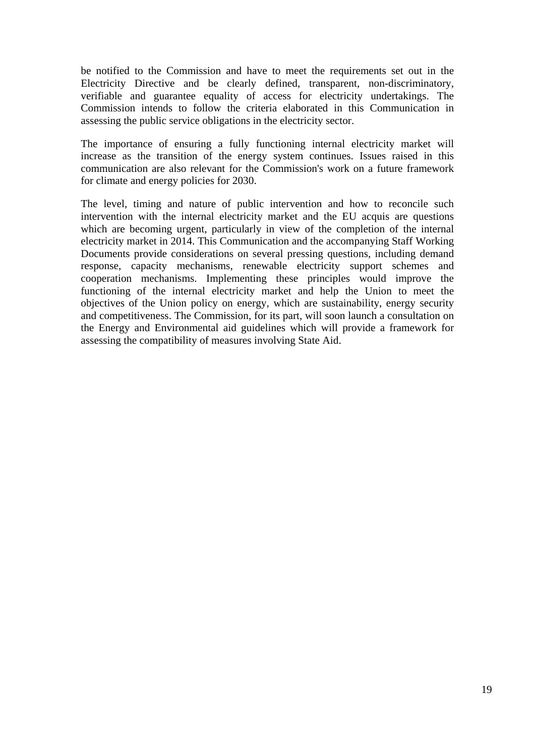be notified to the Commission and have to meet the requirements set out in the Electricity Directive and be clearly defined, transparent, non-discriminatory, verifiable and guarantee equality of access for electricity undertakings. The Commission intends to follow the criteria elaborated in this Communication in assessing the public service obligations in the electricity sector.

The importance of ensuring a fully functioning internal electricity market will increase as the transition of the energy system continues. Issues raised in this communication are also relevant for the Commission's work on a future framework for climate and energy policies for 2030.

The level, timing and nature of public intervention and how to reconcile such intervention with the internal electricity market and the EU acquis are questions which are becoming urgent, particularly in view of the completion of the internal electricity market in 2014. This Communication and the accompanying Staff Working Documents provide considerations on several pressing questions, including demand response, capacity mechanisms, renewable electricity support schemes and cooperation mechanisms. Implementing these principles would improve the functioning of the internal electricity market and help the Union to meet the objectives of the Union policy on energy, which are sustainability, energy security and competitiveness. The Commission, for its part, will soon launch a consultation on the Energy and Environmental aid guidelines which will provide a framework for assessing the compatibility of measures involving State Aid.